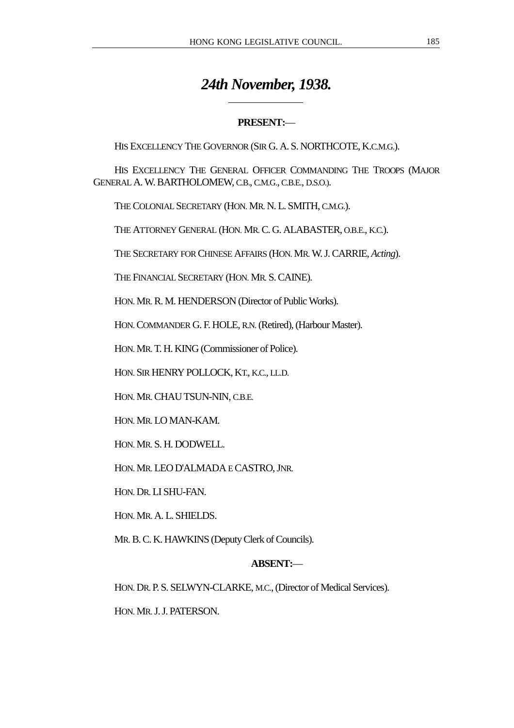# *24th November, 1938.*

**PRESENT:**—

HIS EXCELLENCY THE GOVERNOR (SIR G. A. S. NORTHCOTE, K.C.M.G.).

HIS EXCELLENCY THE GENERAL OFFICER COMMANDING THE TROOPS (MAJOR GENERAL A. W. BARTHOLOMEW, C.B., C.M.G., C.B.E., D.S.O.).

THE COLONIAL SECRETARY (HON. MR. N. L. SMITH, C.M.G.).

THE ATTORNEY GENERAL (HON. MR. C. G. ALABASTER, O.B.E., K.C.).

THE SECRETARY FOR CHINESE AFFAIRS (HON. MR. W. J. CARRIE, *Acting*).

THE FINANCIAL SECRETARY (HON. MR. S. CAINE).

HON. MR. R. M. HENDERSON (Director of Public Works).

HON. COMMANDER G. F. HOLE, R.N. (Retired), (Harbour Master).

HON. MR. T. H. KING (Commissioner of Police).

HON. SIR HENRY POLLOCK, KT., K.C., LL.D.

HON. MR. CHAU TSUN-NIN, C.B.E.

HON. MR. LO MAN-KAM.

HON. MR. S. H. DODWELL.

HON. MR. LEO D'ALMADA E CASTRO, JNR.

HON. DR. LI SHU-FAN.

HON. MR. A. L. SHIELDS.

MR. B. C. K. HAWKINS (Deputy Clerk of Councils).

**ABSENT:**—

HON. DR. P. S. SELWYN-CLARKE, M.C., (Director of Medical Services).

HON. MR. J. J. PATERSON.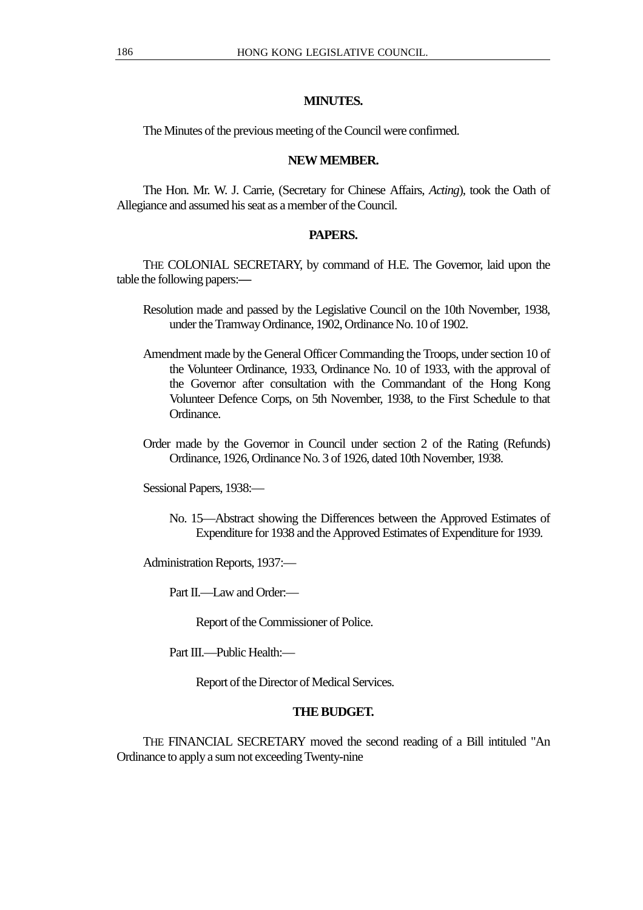## MINUTES.

The Minutes of the previous meeting of the Council were confirmed.

## NEW MEMBER.

The Hon. Mr. W. J. Carrie, (Secretary for Chinese Affairs, *Acting*), took the Oath of Allegiance and assumed his seat as a member of the Council.

## PAPERS.

THE COLONIAL SECRETARY, by command of H.E. The Governor, laid upon the table the following papers:—

Resolution made and passed by the Legislative Council on the 10th November, 1938, under the Tramway Ordinance, 1902, Ordinance No. 10 of 1902.

Amendment made by the General Officer Commanding the Troops, under section 10 of the Volunteer Ordinance, 1933, Ordinance No. 10 of 1933, with the approval of the Governor after consultation with the Commandant of the Hong Kong Volunteer Defence Corps, on 5th November, 1938, to the First Schedule to that Ordinance.

Order made by the Governor in Council under section 2 of the Rating (Refunds) Ordinance, 1926, Ordinance No. 3 of 1926, dated 10th November, 1938.

Sessional Papers, 1938:—

No. 15—Abstract showing the Differences between the Approved Estimates of Expenditure for 1938 and the Approved Estimates of Expenditure for 1939.

Administration Reports, 1937:—

Part II.—Law and Order:—

Report of the Commissioner of Police.

Part III.—Public Health:—

Report of the Director of Medical Services.

## THE BUDGET.

THE FINANCIAL SECRETARY moved the second reading of a Bill intituled "An Ordinance to apply a sum not exceeding Twenty-nine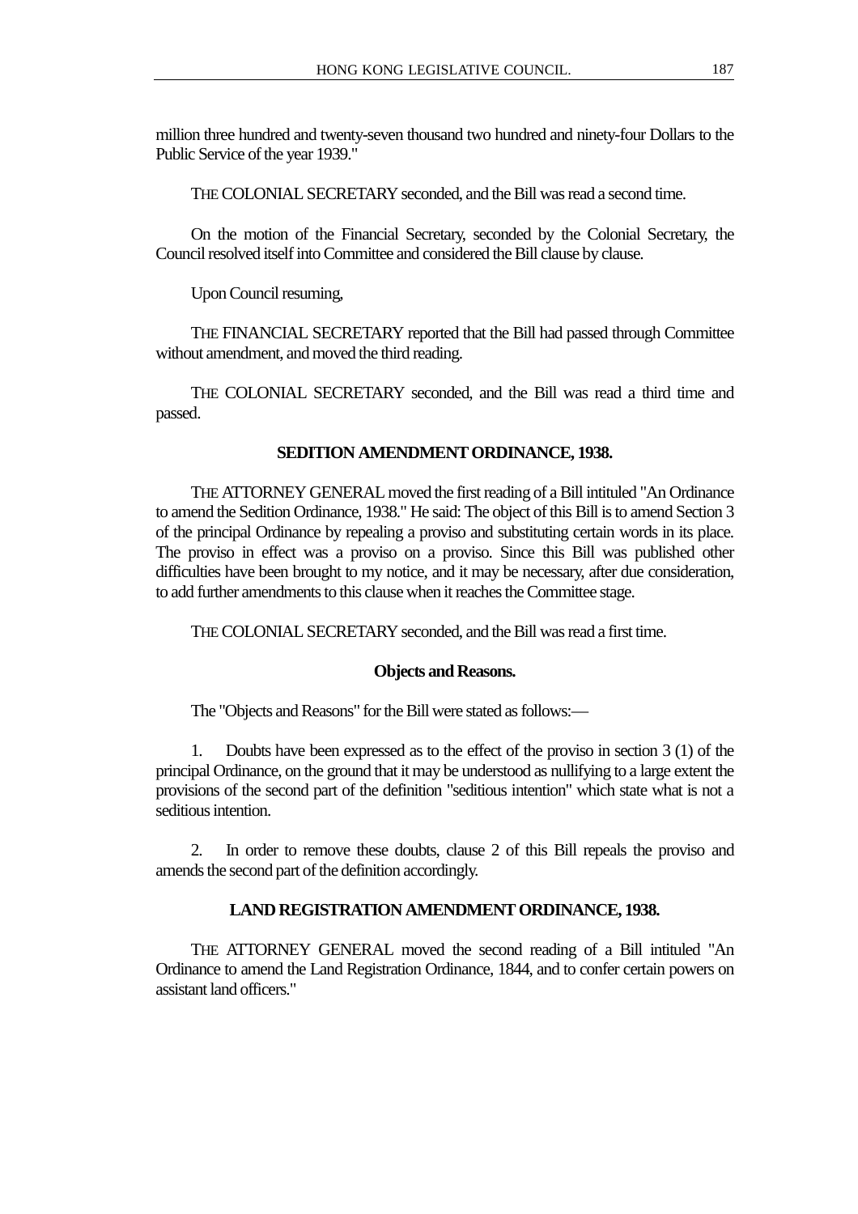million three hundred and twenty-seven thousand two hundred and ninety-four Dollars to the Public Service of the year 1939."

THE COLONIAL SECRETARY seconded, and the Bill was read a second time.

On the motion of the Financial Secretary, seconded by the Colonial Secretary, the Council resolved itself into Committee and considered the Bill clause by clause.

Upon Council resuming,

THE FINANCIAL SECRETARY reported that the Bill had passed through Committee without amendment, and moved the third reading.

THE COLONIAL SECRETARY seconded, and the Bill was read a third time and passed.

## SEDITION AMENDMENT ORDINANCE, 1938.

THE ATTORNEY GENERAL moved the first reading of a Bill intituled "An Ordinance to amend the Sedition Ordinance, 1938." He said: The object of this Bill is to amend Section 3 of the principal Ordinance by repealing a proviso and substituting certain words in its place. The proviso in effect was a proviso on a proviso. Since this Bill was published other difficulties have been brought to my notice, and it may be necessary, after due consideration, to add further amendments to this clause when it reaches the Committee stage.

THE COLONIAL SECRETARY seconded, and the Bill was read a first time.

### Objects and Reasons.

The "Objects and Reasons" for the Bill were stated as follows:—

1. Doubts have been expressed as to the effect of the proviso in section 3 (1) of the principal Ordinance, on the ground that it may be understood as nullifying to a large extent the provisions of the second part of the definition "seditious intention" which state what is not a seditious intention.

2. In order to remove these doubts, clause 2 of this Bill repeals the proviso and amends the second part of the definition accordingly.

## LAND REGISTRATION AMENDMENT ORDINANCE, 1938.

THE ATTORNEY GENERAL moved the second reading of a Bill intituled "An Ordinance to amend the Land Registration Ordinance, 1844, and to confer certain powers on assistant land officers."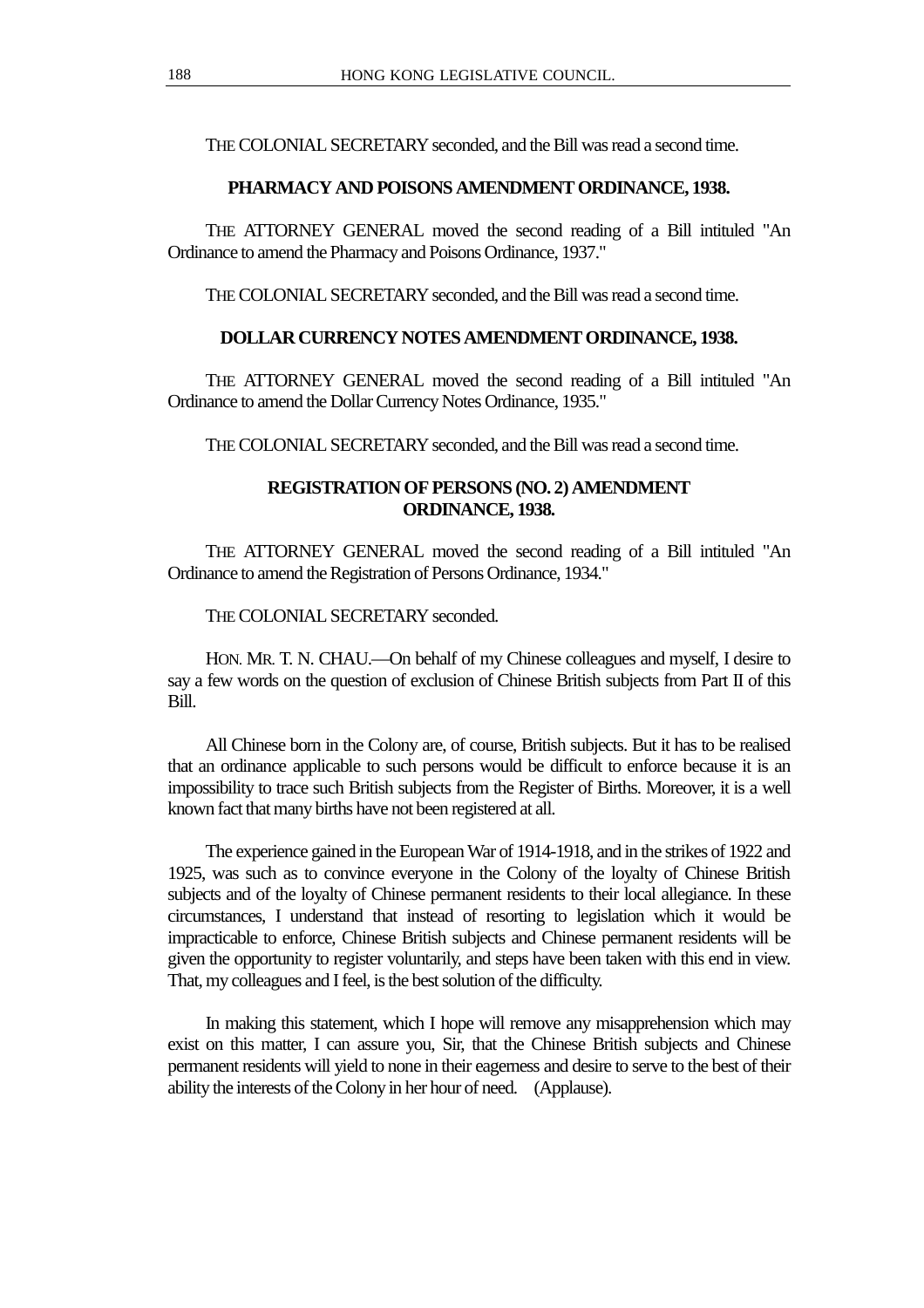THE COLONIAL SECRETARY seconded, and the Bill was read a second time.

## PHARMACY AND POISONS AMENDMENT ORDINANCE, 1938.

THE ATTORNEY GENERAL moved the second reading of a Bill intituled "An Ordinance to amend the Pharmacy and Poisons Ordinance, 1937."

THE COLONIAL SECRETARY seconded, and the Bill was read a second time.

## DOLLAR CURRENCY NOTES AMENDMENT ORDINANCE, 1938.

THE ATTORNEY GENERAL moved the second reading of a Bill intituled "An Ordinance to amend the Dollar Currency Notes Ordinance, 1935."

THE COLONIAL SECRETARY seconded, and the Bill was read a second time.

## REGISTRATION OF PERSONS (NO. 2) AMENDMENT ORDINANCE, 1938.

THE ATTORNEY GENERAL moved the second reading of a Bill intituled "An Ordinance to amend the Registration of Persons Ordinance, 1934."

THE COLONIAL SECRETARY seconded.

HON. MR. T. N. CHAU.—On behalf of my Chinese colleagues and myself, I desire to say a few words on the question of exclusion of Chinese British subjects from Part II of this Bill.

All Chinese born in the Colony are, of course, British subjects. But it has to be realised that an ordinance applicable to such persons would be difficult to enforce because it is an impossibility to trace such British subjects from the Register of Births. Moreover, it is a well known fact that many births have not been registered at all.

The experience gained in the European War of 1914-1918, and in the strikes of 1922 and 1925, was such as to convince everyone in the Colony of the loyalty of Chinese British subjects and of the loyalty of Chinese permanent residents to their local allegiance. In these circumstances, I understand that instead of resorting to legislation which it would be impracticable to enforce, Chinese British subjects and Chinese permanent residents will be given the opportunity to register voluntarily, and steps have been taken with this end in view. That, my colleagues and I feel, is the best solution of the difficulty.

In making this statement, which I hope will remove any misapprehension which may exist on this matter, I can assure you, Sir, that the Chinese British subjects and Chinese permanent residents will yield to none in their eagerness and desire to serve to the best of their ability the interests of the Colony in her hour of need. (Applause).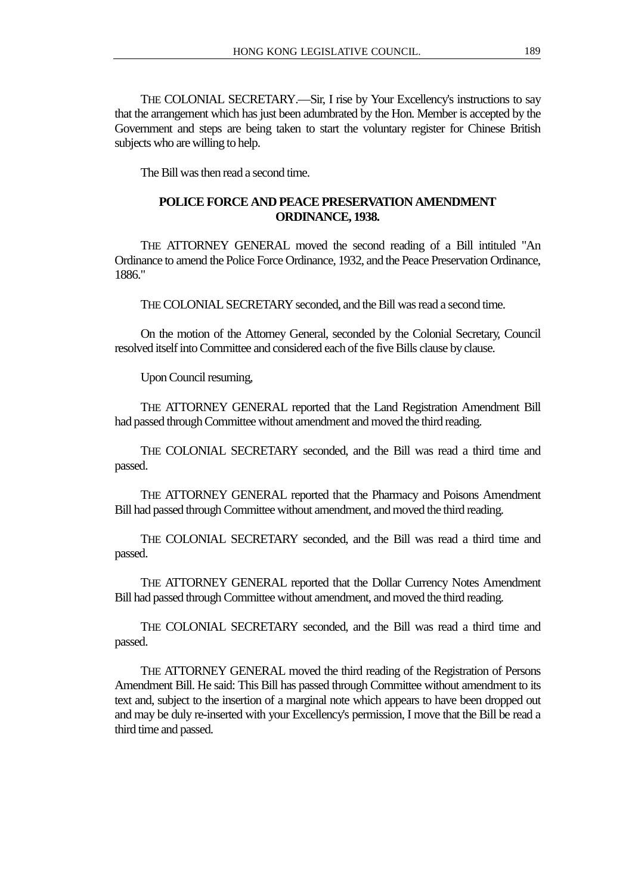THE COLONIAL SECRETARY.—Sir, I rise by Your Excellency's instructions to say that the arrangement which has just been adumbrated by the Hon. Member is accepted by the Government and steps are being taken to start the voluntary register for Chinese British subjects who are willing to help.

The Bill was then read a second time.

## POLICE FORCE AND PEACE PRESERVATION AMENDMENT ORDINANCE, 1938.

THE ATTORNEY GENERAL moved the second reading of a Bill intituled "An Ordinance to amend the Police Force Ordinance, 1932, and the Peace Preservation Ordinance, 1886."

THE COLONIAL SECRETARY seconded, and the Bill was read a second time.

On the motion of the Attorney General, seconded by the Colonial Secretary, Council resolved itself into Committee and considered each of the five Bills clause by clause.

Upon Council resuming,

THE ATTORNEY GENERAL reported that the Land Registration Amendment Bill had passed through Committee without amendment and moved the third reading.

THE COLONIAL SECRETARY seconded, and the Bill was read a third time and passed.

THE ATTORNEY GENERAL reported that the Pharmacy and Poisons Amendment Bill had passed through Committee without amendment, and moved the third reading.

THE COLONIAL SECRETARY seconded, and the Bill was read a third time and passed.

THE ATTORNEY GENERAL reported that the Dollar Currency Notes Amendment Bill had passed through Committee without amendment, and moved the third reading.

THE COLONIAL SECRETARY seconded, and the Bill was read a third time and passed.

THE ATTORNEY GENERAL moved the third reading of the Registration of Persons Amendment Bill. He said: This Bill has passed through Committee without amendment to its text and, subject to the insertion of a marginal note which appears to have been dropped out and may be duly re-inserted with your Excellency's permission, I move that the Bill be read a third time and passed.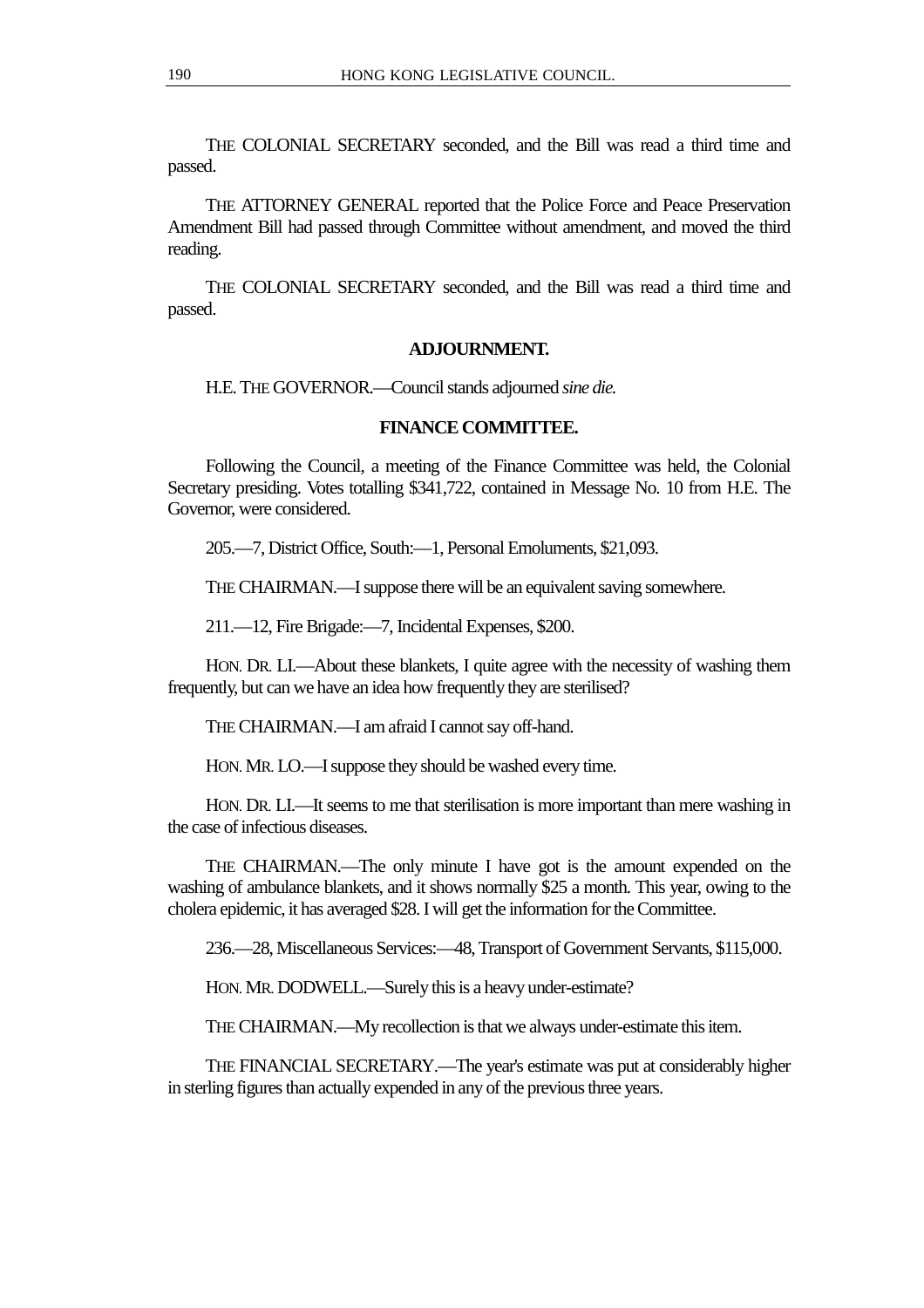THE COLONIAL SECRETARY seconded, and the Bill was read a third time and passed.

THE ATTORNEY GENERAL reported that the Police Force and Peace Preservation Amendment Bill had passed through Committee without amendment, and moved the third reading.

THE COLONIAL SECRETARY seconded, and the Bill was read a third time and passed.

## ADJOURNMENT.

H.E. THE GOVERNOR.—Council stands adjourned *sine die.*

## FINANCE COMMITTEE.

Following the Council, a meeting of the Finance Committee was held, the Colonial Secretary presiding. Votes totalling $341,722, contained in Message No. 10 from H.E. The Governor, were considered.

205.—7, District Office, South:—1, Personal Emoluments, $21,093.

THE CHAIRMAN.—I suppose there will be an equivalent saving somewhere.

211.—12, Fire Brigade:—7, Incidental Expenses, $200.

HON. DR. LI.—About these blankets, I quite agree with the necessity of washing them frequently, but can we have an idea how frequently they are sterilised?

THE CHAIRMAN.—I am afraid I cannot say off-hand.

HON. MR. LO.—I suppose they should be washed every time.

HON. DR. LI.—It seems to me that sterilisation is more important than mere washing in the case of infectious diseases.

THE CHAIRMAN.—The only minute I have got is the amount expended on the washing of ambulance blankets, and it shows normally $25 a month. This year, owing to the cholera epidemic, it has averaged $28. I will get the information for the Committee.

236.—28, Miscellaneous Services:—48, Transport of Government Servants, $115,000.

HON. MR. DODWELL.—Surely this is a heavy under-estimate?

THE CHAIRMAN.—My recollection is that we always under-estimate this item.

THE FINANCIAL SECRETARY.—The year's estimate was put at considerably higher in sterling figures than actually expended in any of the previous three years.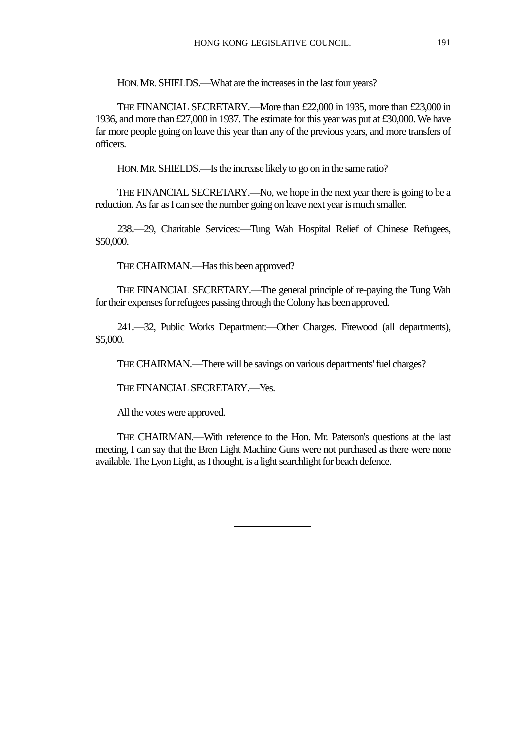HON. MR. SHIELDS.—What are the increases in the last four years?

THE FINANCIAL SECRETARY.—More than £22,000 in 1935, more than £23,000 in 1936, and more than £27,000 in 1937. The estimate for this year was put at £30,000. We have far more people going on leave this year than any of the previous years, and more transfers of officers.

HON. MR. SHIELDS.—Is the increase likely to go on in the same ratio?

THE FINANCIAL SECRETARY.—No, we hope in the next year there is going to be a reduction. As far as I can see the number going on leave next year is much smaller.

238.—29, Charitable Services:—Tung Wah Hospital Relief of Chinese Refugees, $50,000.

THE CHAIRMAN.—Has this been approved?

THE FINANCIAL SECRETARY.—The general principle of re-paying the Tung Wah for their expenses for refugees passing through the Colony has been approved.

241.—32, Public Works Department:—Other Charges. Firewood (all departments), $5,000.

THE CHAIRMAN.—There will be savings on various departments' fuel charges?

THE FINANCIAL SECRETARY.—Yes.

All the votes were approved.

THE CHAIRMAN.—With reference to the Hon. Mr. Paterson's questions at the last meeting, I can say that the Bren Light Machine Guns were not purchased as there were none available. The Lyon Light, as I thought, is a light searchlight for beach defence.